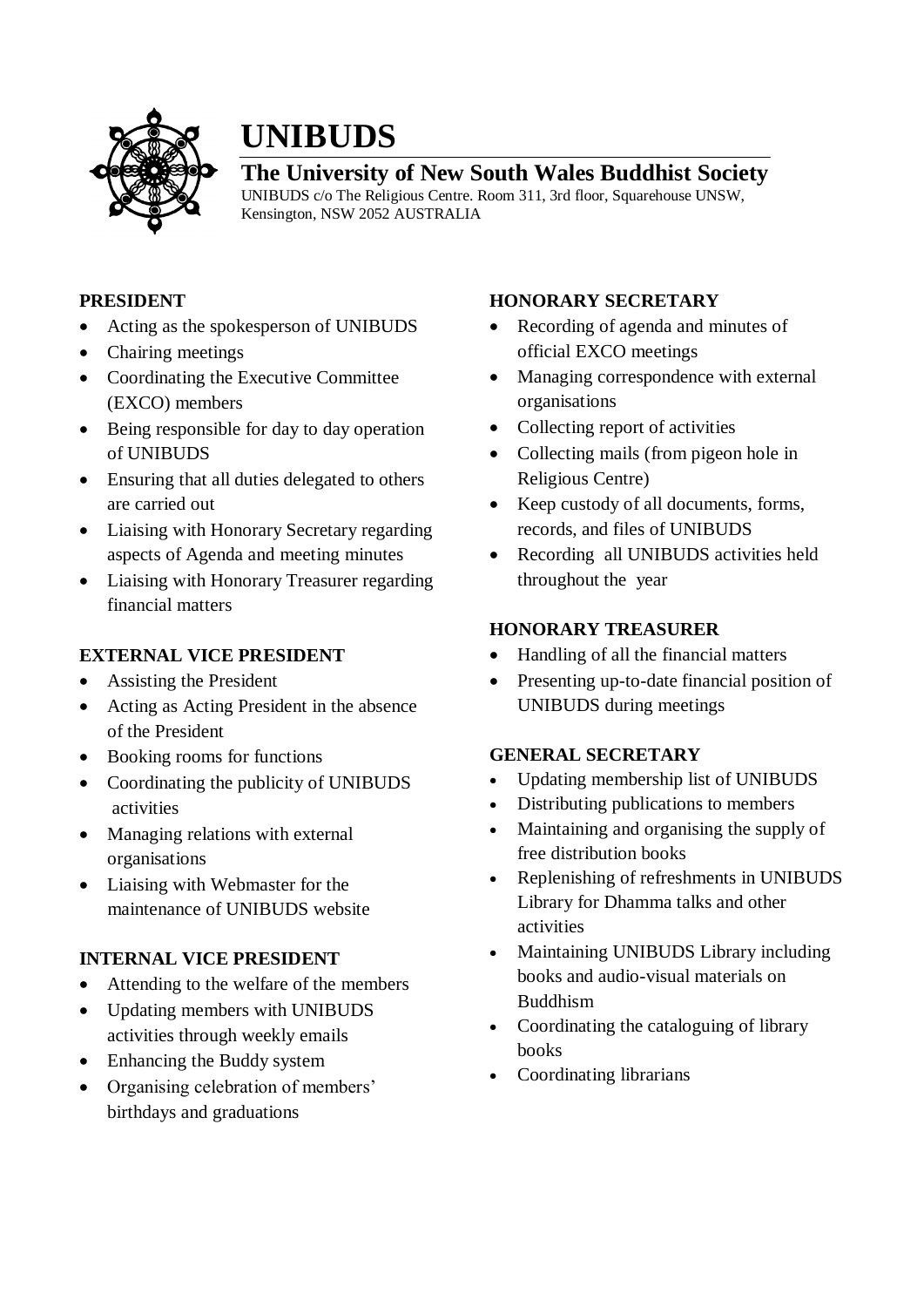# UNIBUDS

## The University of New South Wales Buddhist Society

UNIBUDS c/o The Religious Centre. Room 311, 3rd floor, Squarehouse UNSW, Kensington, NSW 2052 AUSTRALIA

**PRESIDENT**

- Acting as the spokesperson of UNIBUDS
- Chairing meetings
- Coordinating the Executive Committee (EXCO) members
- Being responsible for day to day operation of UNIBUDS
- Ensuring that all duties delegated to others are carried out
- Liaising with Honorary Secretary regarding aspects of Agenda and meeting minutes
- Liaising with Honorary Treasurer regarding financial matters

**EXTERNAL VICE PRESIDENT**

- Assisting the President
- Acting as Acting President in the absence of the President
- Booking rooms for functions
- Coordinating the publicity of UNIBUDS activities
- Managing relations with external organisations
- Liaising with Webmaster for the maintenance of UNIBUDS website

**INTERNAL VICE PRESIDENT**

- Attending to the welfare of the members
- Updating members with UNIBUDS activities through weekly emails
- Enhancing the Buddy system
- Organising celebration of members' birthdays and graduations

**HONORARY SECRETARY**

- Recording of agenda and minutes of official EXCO meetings
- Managing correspondence with external organisations
- Collecting report of activities
- Collecting mails (from pigeon hole in Religious Centre)
- Keep custody of all documents, forms, records, and files of UNIBUDS
- Recording all UNIBUDS activities held throughout the year

**HONORARY TREASURER**

- Handling of all the financial matters
- Presenting up-to-date financial position of UNIBUDS during meetings

**GENERAL SECRETARY**

- Updating membership list of UNIBUDS
- Distributing publications to members
- Maintaining and organising the supply of free distribution books
- Replenishing of refreshments in UNIBUDS Library for Dhamma talks and other activities
- Maintaining UNIBUDS Library including books and audio-visual materials on Buddhism
- Coordinating the cataloguing of library books
- Coordinating librarians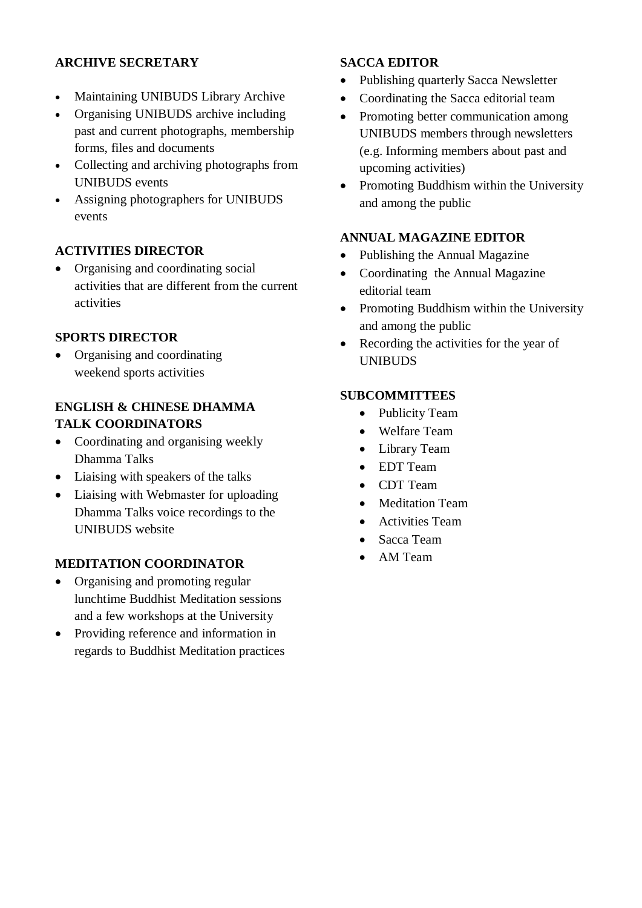**ARCHIVE SECRETARY**

- Maintaining UNIBUDS Library Archive
- Organising UNIBUDS archive including past and current photographs, membership forms, files and documents
- Collecting and archiving photographs from UNIBUDS events
- Assigning photographers for UNIBUDS events

**ACTIVITIES DIRECTOR**

- Organising and coordinating social activities that are different from the current activities

**SPORTS DIRECTOR**

- Organising and coordinating weekend sports activities

**ENGLISH & CHINESE DHAMMA TALK COORDINATORS**

- Coordinating and organising weekly Dhamma Talks
- Liaising with speakers of the talks
- Liaising with Webmaster for uploading Dhamma Talks voice recordings to the UNIBUDS website

**MEDITATION COORDINATOR**

- Organising and promoting regular lunchtime Buddhist Meditation sessions and a few workshops at the University
- Providing reference and information in regards to Buddhist Meditation practices

**SACCA EDITOR**

- Publishing quarterly Sacca Newsletter
- Coordinating the Sacca editorial team
- Promoting better communication among UNIBUDS members through newsletters (e.g. Informing members about past and upcoming activities)
- Promoting Buddhism within the University and among the public

**ANNUAL MAGAZINE EDITOR**

- Publishing the Annual Magazine
- Coordinating the Annual Magazine editorial team
- Promoting Buddhism within the University and among the public
- Recording the activities for the year of UNIBUDS

**SUBCOMMITTEES**

- Publicity Team
- Welfare Team
- Library Team
- EDT Team
- CDT Team
- Meditation Team
- Activities Team
- Sacca Team
- AM Team